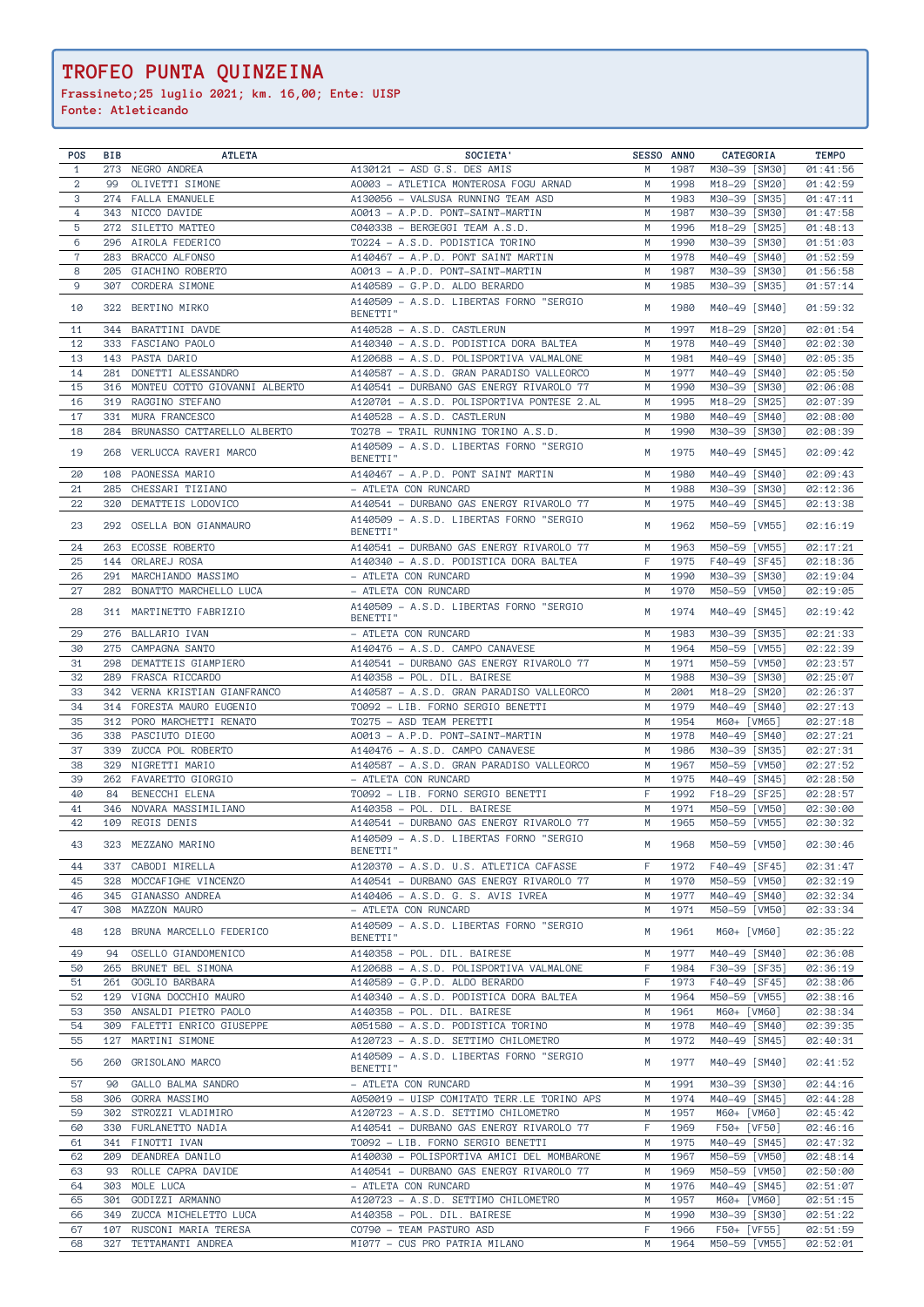# TROFEO PUNTA QUINZEINA

**Frassineto;25 luglio 2021; km. 16,00; Ente: UISP**
**Fonte: Atleticando**

| POS | BIB | ATLETA | SOCIETA' | SESSO | ANNO | CATEGORIA | TEMPO |
|---|---|---|---|---|---|---|---|
| 1 | 273 | NEGRO ANDREA | A130121 - ASD G.S. DES AMIS | M | 1987 | M30-39 [SM30] | 01:41:56 |
| 2 | 99 | OLIVETTI SIMONE | A0003 - ATLETICA MONTEROSA FOGU ARNAD | M | 1998 | M18-29 [SM20] | 01:42:59 |
| 3 | 274 | FALLA EMANUELE | A130056 - VALSUSA RUNNING TEAM ASD | M | 1983 | M30-39 [SM35] | 01:47:11 |
| 4 | 343 | NICCO DAVIDE | A0013 - A.P.D. PONT-SAINT-MARTIN | M | 1987 | M30-39 [SM30] | 01:47:58 |
| 5 | 272 | SILETTO MATTEO | C040338 - BERGEGGI TEAM A.S.D. | M | 1996 | M18-29 [SM25] | 01:48:13 |
| 6 | 296 | AIROLA FEDERICO | T0224 - A.S.D. PODISTICA TORINO | M | 1990 | M30-39 [SM30] | 01:51:03 |
| 7 | 283 | BRACCO ALFONSO | A140467 - A.P.D. PONT SAINT MARTIN | M | 1978 | M40-49 [SM40] | 01:52:59 |
| 8 | 205 | GIACHINO ROBERTO | A0013 - A.P.D. PONT-SAINT-MARTIN | M | 1987 | M30-39 [SM30] | 01:56:58 |
| 9 | 307 | CORDERA SIMONE | A140589 - G.P.D. ALDO BERARDO | M | 1985 | M30-39 [SM35] | 01:57:14 |
| 10 | 322 | BERTINO MIRKO | A140509 - A.S.D. LIBERTAS FORNO "SERGIO BENETTI" | M | 1980 | M40-49 [SM40] | 01:59:32 |
| 11 | 344 | BARATTINI DAVDE | A140528 - A.S.D. CASTLERUN | M | 1997 | M18-29 [SM20] | 02:01:54 |
| 12 | 333 | FASCIANO PAOLO | A140340 - A.S.D. PODISTICA DORA BALTEA | M | 1978 | M40-49 [SM40] | 02:02:30 |
| 13 | 143 | PASTA DARIO | A120688 - A.S.D. POLISPORTIVA VALMALONE | M | 1981 | M40-49 [SM40] | 02:05:35 |
| 14 | 281 | DONETTI ALESSANDRO | A140587 - A.S.D. GRAN PARADISO VALLEORCO | M | 1977 | M40-49 [SM40] | 02:05:50 |
| 15 | 316 | MONTEU COTTO GIOVANNI ALBERTO | A140541 - DURBANO GAS ENERGY RIVAROLO 77 | M | 1990 | M30-39 [SM30] | 02:06:08 |
| 16 | 319 | RAGGINO STEFANO | A120701 - A.S.D. POLISPORTIVA PONTESE 2.AL | M | 1995 | M18-29 [SM25] | 02:07:39 |
| 17 | 331 | MURA FRANCESCO | A140528 - A.S.D. CASTLERUN | M | 1980 | M40-49 [SM40] | 02:08:00 |
| 18 | 284 | BRUNASSO CATTARELLO ALBERTO | T0278 - TRAIL RUNNING TORINO A.S.D. | M | 1990 | M30-39 [SM30] | 02:08:39 |
| 19 | 268 | VERLUCCA RAVERI MARCO | A140509 - A.S.D. LIBERTAS FORNO "SERGIO BENETTI" | M | 1975 | M40-49 [SM45] | 02:09:42 |
| 20 | 108 | PAONESSA MARIO | A140467 - A.P.D. PONT SAINT MARTIN | M | 1980 | M40-49 [SM40] | 02:09:43 |
| 21 | 285 | CHESSARI TIZIANO | - ATLETA CON RUNCARD | M | 1988 | M30-39 [SM30] | 02:12:36 |
| 22 | 320 | DEMATTEIS LODOVICO | A140541 - DURBANO GAS ENERGY RIVAROLO 77 | M | 1975 | M40-49 [SM45] | 02:13:38 |
| 23 | 292 | OSELLA BON GIANMAURO | A140509 - A.S.D. LIBERTAS FORNO "SERGIO BENETTI" | M | 1962 | M50-59 [VM55] | 02:16:19 |
| 24 | 263 | ECOSSE ROBERTO | A140541 - DURBANO GAS ENERGY RIVAROLO 77 | M | 1963 | M50-59 [VM55] | 02:17:21 |
| 25 | 144 | ORLAREJ ROSA | A140340 - A.S.D. PODISTICA DORA BALTEA | F | 1975 | F40-49 [SF45] | 02:18:36 |
| 26 | 291 | MARCHIANDO MASSIMO | - ATLETA CON RUNCARD | M | 1990 | M30-39 [SM30] | 02:19:04 |
| 27 | 282 | BONATTO MARCHELLO LUCA | - ATLETA CON RUNCARD | M | 1970 | M50-59 [VM50] | 02:19:05 |
| 28 | 311 | MARTINETTO FABRIZIO | A140509 - A.S.D. LIBERTAS FORNO "SERGIO BENETTI" | M | 1974 | M40-49 [SM45] | 02:19:42 |
| 29 | 276 | BALLARIO IVAN | - ATLETA CON RUNCARD | M | 1983 | M30-39 [SM35] | 02:21:33 |
| 30 | 275 | CAMPAGNA SANTO | A140476 - A.S.D. CAMPO CANAVESE | M | 1964 | M50-59 [VM55] | 02:22:39 |
| 31 | 298 | DEMATTEIS GIAMPIERO | A140541 - DURBANO GAS ENERGY RIVAROLO 77 | M | 1971 | M50-59 [VM50] | 02:23:57 |
| 32 | 289 | FRASCA RICCARDO | A140358 - POL. DIL. BAIRESE | M | 1988 | M30-39 [SM30] | 02:25:07 |
| 33 | 342 | VERNA KRISTIAN GIANFRANCO | A140587 - A.S.D. GRAN PARADISO VALLEORCO | M | 2001 | M18-29 [SM20] | 02:26:37 |
| 34 | 314 | FORESTA MAURO EUGENIO | T0092 - LIB. FORNO SERGIO BENETTI | M | 1979 | M40-49 [SM40] | 02:27:13 |
| 35 | 312 | PORO MARCHETTI RENATO | T0275 - ASD TEAM PERETTI | M | 1954 | M60+ [VM65] | 02:27:18 |
| 36 | 338 | PASCIUTO DIEGO | A0013 - A.P.D. PONT-SAINT-MARTIN | M | 1978 | M40-49 [SM40] | 02:27:21 |
| 37 | 339 | ZUCCA POL ROBERTO | A140476 - A.S.D. CAMPO CANAVESE | M | 1986 | M30-39 [SM35] | 02:27:31 |
| 38 | 329 | NIGRETTI MARIO | A140587 - A.S.D. GRAN PARADISO VALLEORCO | M | 1967 | M50-59 [VM50] | 02:27:52 |
| 39 | 262 | FAVARETTO GIORGIO | - ATLETA CON RUNCARD | M | 1975 | M40-49 [SM45] | 02:28:50 |
| 40 | 84 | BENECCHI ELENA | T0092 - LIB. FORNO SERGIO BENETTI | F | 1992 | F18-29 [SF25] | 02:28:57 |
| 41 | 346 | NOVARA MASSIMILIANO | A140358 - POL. DIL. BAIRESE | M | 1971 | M50-59 [VM50] | 02:30:00 |
| 42 | 109 | REGIS DENIS | A140541 - DURBANO GAS ENERGY RIVAROLO 77 | M | 1965 | M50-59 [VM55] | 02:30:32 |
| 43 | 323 | MEZZANO MARINO | A140509 - A.S.D. LIBERTAS FORNO "SERGIO BENETTI" | M | 1968 | M50-59 [VM50] | 02:30:46 |
| 44 | 337 | CABODI MIRELLA | A120370 - A.S.D. U.S. ATLETICA CAFASSE | F | 1972 | F40-49 [SF45] | 02:31:47 |
| 45 | 328 | MOCCAFIGHE VINCENZO | A140541 - DURBANO GAS ENERGY RIVAROLO 77 | M | 1970 | M50-59 [VM50] | 02:32:19 |
| 46 | 345 | GIANASSO ANDREA | A140406 - A.S.D. G. S. AVIS IVREA | M | 1977 | M40-49 [SM40] | 02:32:34 |
| 47 | 308 | MAZZON MAURO | - ATLETA CON RUNCARD | M | 1971 | M50-59 [VM50] | 02:33:34 |
| 48 | 128 | BRUNA MARCELLO FEDERICO | A140509 - A.S.D. LIBERTAS FORNO "SERGIO BENETTI" | M | 1961 | M60+ [VM60] | 02:35:22 |
| 49 | 94 | OSELLO GIANDOMENICO | A140358 - POL. DIL. BAIRESE | M | 1977 | M40-49 [SM40] | 02:36:08 |
| 50 | 265 | BRUNET BEL SIMONA | A120688 - A.S.D. POLISPORTIVA VALMALONE | F | 1984 | F30-39 [SF35] | 02:36:19 |
| 51 | 261 | GOGLIO BARBARA | A140589 - G.P.D. ALDO BERARDO | F | 1973 | F40-49 [SF45] | 02:38:06 |
| 52 | 129 | VIGNA DOCCHIO MAURO | A140340 - A.S.D. PODISTICA DORA BALTEA | M | 1964 | M50-59 [VM55] | 02:38:16 |
| 53 | 350 | ANSALDI PIETRO PAOLO | A140358 - POL. DIL. BAIRESE | M | 1961 | M60+ [VM60] | 02:38:34 |
| 54 | 309 | FALETTI ENRICO GIUSEPPE | A051580 - A.S.D. PODISTICA TORINO | M | 1978 | M40-49 [SM40] | 02:39:35 |
| 55 | 127 | MARTINI SIMONE | A120723 - A.S.D. SETTIMO CHILOMETRO | M | 1972 | M40-49 [SM45] | 02:40:31 |
| 56 | 260 | GRISOLANO MARCO | A140509 - A.S.D. LIBERTAS FORNO "SERGIO BENETTI" | M | 1977 | M40-49 [SM40] | 02:41:52 |
| 57 | 90 | GALLO BALMA SANDRO | - ATLETA CON RUNCARD | M | 1991 | M30-39 [SM30] | 02:44:16 |
| 58 | 306 | GORRA MASSIMO | A050019 - UISP COMITATO TERR.LE TORINO APS | M | 1974 | M40-49 [SM45] | 02:44:28 |
| 59 | 302 | STROZZI VLADIMIRO | A120723 - A.S.D. SETTIMO CHILOMETRO | M | 1957 | M60+ [VM60] | 02:45:42 |
| 60 | 330 | FURLANETTO NADIA | A140541 - DURBANO GAS ENERGY RIVAROLO 77 | F | 1969 | F50+ [VF50] | 02:46:16 |
| 61 | 341 | FINOTTI IVAN | T0092 - LIB. FORNO SERGIO BENETTI | M | 1975 | M40-49 [SM45] | 02:47:32 |
| 62 | 209 | DEANDREA DANILO | A140030 - POLISPORTIVA AMICI DEL MOMBARONE | M | 1967 | M50-59 [VM50] | 02:48:14 |
| 63 | 93 | ROLLE CAPRA DAVIDE | A140541 - DURBANO GAS ENERGY RIVAROLO 77 | M | 1969 | M50-59 [VM50] | 02:50:00 |
| 64 | 303 | MOLE LUCA | - ATLETA CON RUNCARD | M | 1976 | M40-49 [SM45] | 02:51:07 |
| 65 | 301 | GODIZZI ARMANNO | A120723 - A.S.D. SETTIMO CHILOMETRO | M | 1957 | M60+ [VM60] | 02:51:15 |
| 66 | 349 | ZUCCA MICHELETTO LUCA | A140358 - POL. DIL. BAIRESE | M | 1990 | M30-39 [SM30] | 02:51:22 |
| 67 | 107 | RUSCONI MARIA TERESA | C0790 - TEAM PASTURO ASD | F | 1966 | F50+ [VF55] | 02:51:59 |
| 68 | 327 | TETTAMANTI ANDREA | MI077 - CUS PRO PATRIA MILANO | M | 1964 | M50-59 [VM55] | 02:52:01 |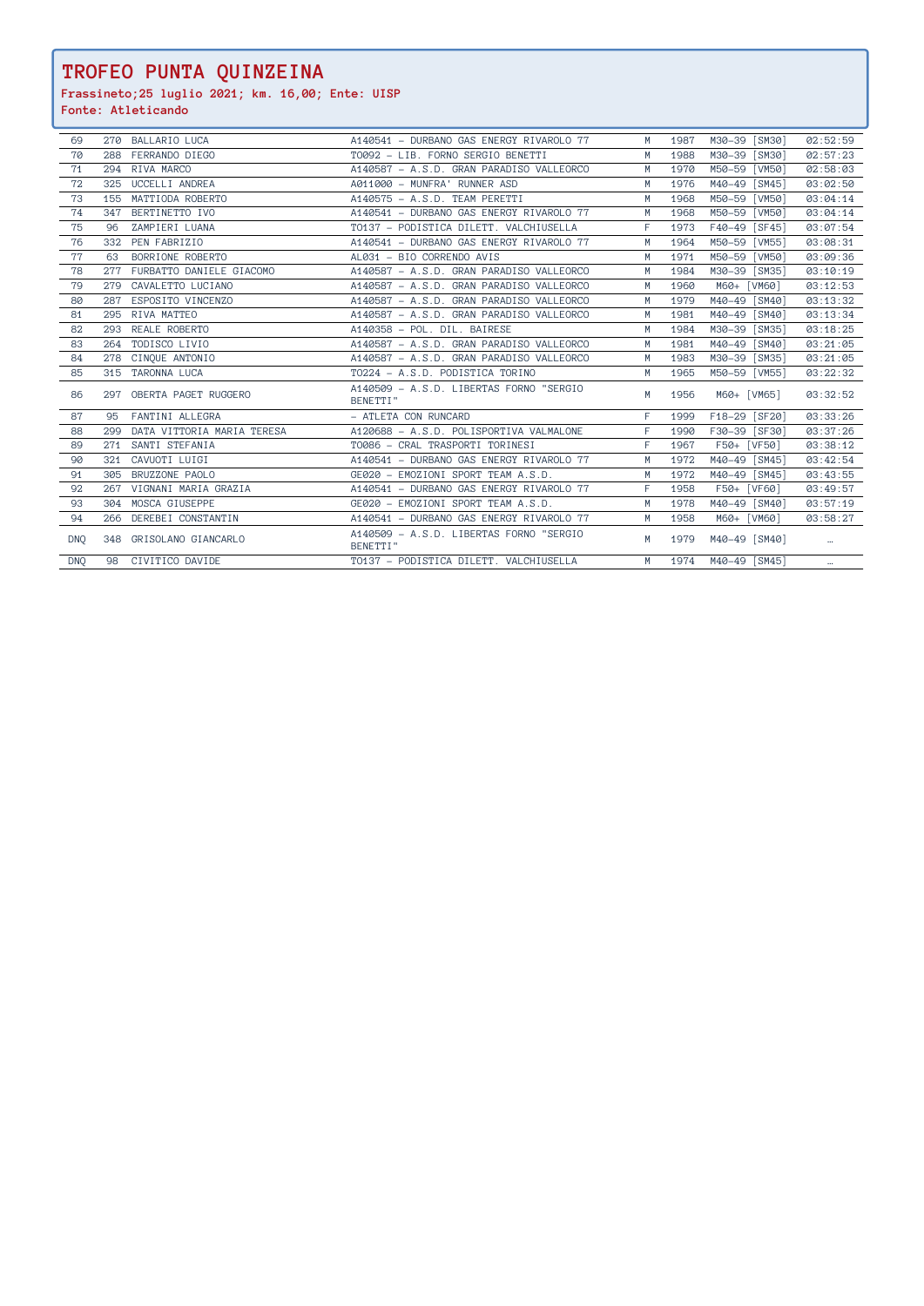# TROFEO PUNTA QUINZEINA

**Frassineto;25 luglio 2021; km. 16,00; Ente: UISP**

**Fonte: Atleticando**

| | | | | | | | |
|---|---|---|---|---|---|---|---|
| 69 | 270 | BALLARIO LUCA | A140541 - DURBANO GAS ENERGY RIVAROLO 77 | M | 1987 | M30-39 [SM30] | 02:52:59 |
| 70 | 288 | FERRANDO DIEGO | TO092 - LIB. FORNO SERGIO BENETTI | M | 1988 | M30-39 [SM30] | 02:57:23 |
| 71 | 294 | RIVA MARCO | A140587 - A.S.D. GRAN PARADISO VALLEORCO | M | 1970 | M50-59 [VM50] | 02:58:03 |
| 72 | 325 | UCCELLI ANDREA | A011000 - MUNFRA' RUNNER ASD | M | 1976 | M40-49 [SM45] | 03:02:50 |
| 73 | 155 | MATTIODA ROBERTO | A140575 - A.S.D. TEAM PERETTI | M | 1968 | M50-59 [VM50] | 03:04:14 |
| 74 | 347 | BERTINETTO IVO | A140541 - DURBANO GAS ENERGY RIVAROLO 77 | M | 1968 | M50-59 [VM50] | 03:04:14 |
| 75 | 96 | ZAMPIERI LUANA | TO137 - PODISTICA DILETT. VALCHIUSELLA | F | 1973 | F40-49 [SF45] | 03:07:54 |
| 76 | 332 | PEN FABRIZIO | A140541 - DURBANO GAS ENERGY RIVAROLO 77 | M | 1964 | M50-59 [VM55] | 03:08:31 |
| 77 | 63 | BORRIONE ROBERTO | AL031 - BIO CORRENDO AVIS | M | 1971 | M50-59 [VM50] | 03:09:36 |
| 78 | 277 | FURBATTO DANIELE GIACOMO | A140587 - A.S.D. GRAN PARADISO VALLEORCO | M | 1984 | M30-39 [SM35] | 03:10:19 |
| 79 | 279 | CAVALETTO LUCIANO | A140587 - A.S.D. GRAN PARADISO VALLEORCO | M | 1960 | M60+ [VM60] | 03:12:53 |
| 80 | 287 | ESPOSITO VINCENZO | A140587 - A.S.D. GRAN PARADISO VALLEORCO | M | 1979 | M40-49 [SM40] | 03:13:32 |
| 81 | 295 | RIVA MATTEO | A140587 - A.S.D. GRAN PARADISO VALLEORCO | M | 1981 | M40-49 [SM40] | 03:13:34 |
| 82 | 293 | REALE ROBERTO | A140358 - POL. DIL. BAIRESE | M | 1984 | M30-39 [SM35] | 03:18:25 |
| 83 | 264 | TODISCO LIVIO | A140587 - A.S.D. GRAN PARADISO VALLEORCO | M | 1981 | M40-49 [SM40] | 03:21:05 |
| 84 | 278 | CINQUE ANTONIO | A140587 - A.S.D. GRAN PARADISO VALLEORCO | M | 1983 | M30-39 [SM35] | 03:21:05 |
| 85 | 315 | TARONNA LUCA | TO224 - A.S.D. PODISTICA TORINO | M | 1965 | M50-59 [VM55] | 03:22:32 |
| 86 | 297 | OBERTA PAGET RUGGERO | A140509 - A.S.D. LIBERTAS FORNO "SERGIO BENETTI" | M | 1956 | M60+ [VM65] | 03:32:52 |
| 87 | 95 | FANTINI ALLEGRA | - ATLETA CON RUNCARD | F | 1999 | F18-29 [SF20] | 03:33:26 |
| 88 | 299 | DATA VITTORIA MARIA TERESA | A120688 - A.S.D. POLISPORTIVA VALMALONE | F | 1990 | F30-39 [SF30] | 03:37:26 |
| 89 | 271 | SANTI STEFANIA | TO086 - CRAL TRASPORTI TORINESI | F | 1967 | F50+ [VF50] | 03:38:12 |
| 90 | 321 | CAVUOTI LUIGI | A140541 - DURBANO GAS ENERGY RIVAROLO 77 | M | 1972 | M40-49 [SM45] | 03:42:54 |
| 91 | 305 | BRUZZONE PAOLO | GE020 - EMOZIONI SPORT TEAM A.S.D. | M | 1972 | M40-49 [SM45] | 03:43:55 |
| 92 | 267 | VIGNANI MARIA GRAZIA | A140541 - DURBANO GAS ENERGY RIVAROLO 77 | F | 1958 | F50+ [VF60] | 03:49:57 |
| 93 | 304 | MOSCA GIUSEPPE | GE020 - EMOZIONI SPORT TEAM A.S.D. | M | 1978 | M40-49 [SM40] | 03:57:19 |
| 94 | 266 | DEREBEI CONSTANTIN | A140541 - DURBANO GAS ENERGY RIVAROLO 77 | M | 1958 | M60+ [VM60] | 03:58:27 |
| DNQ | 348 | GRISOLANO GIANCARLO | A140509 - A.S.D. LIBERTAS FORNO "SERGIO BENETTI" | M | 1979 | M40-49 [SM40] | ... |
| DNQ | 98 | CIVITICO DAVIDE | TO137 - PODISTICA DILETT. VALCHIUSELLA | M | 1974 | M40-49 [SM45] | ... |